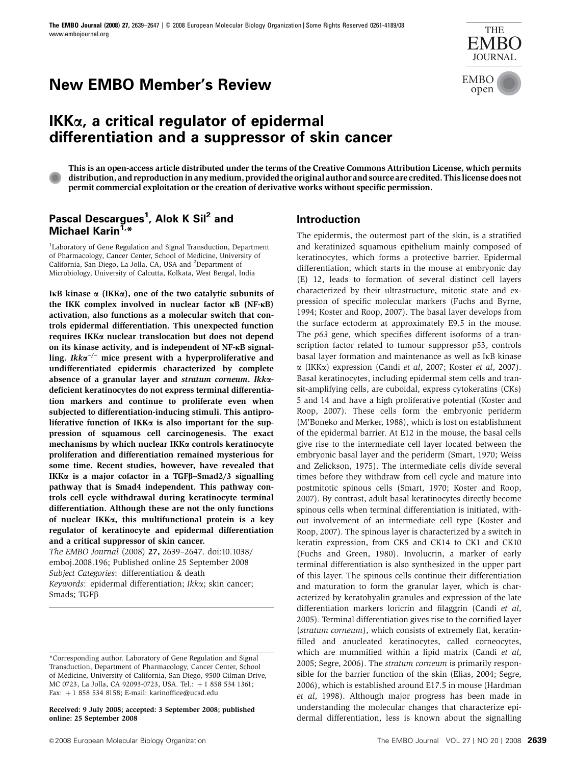New EMBO Member's Review

# IKKα, a critical regulator of epidermal differentiation and a suppressor of skin cancer

**This is an open-access article distributed under the terms of the Creative Commons Attribution License, which permits distribution, and reproduction in any medium, provided the original author and source are credited. This license does not permit commercial exploitation or the creation of derivative works without specific permission.**

## Pascal Descargues[1], Alok K Sil[2] and Michael Karin[1,*]

[1]Laboratory of Gene Regulation and Signal Transduction, Department of Pharmacology, Cancer Center, School of Medicine, University of California, San Diego, La Jolla, CA, USA and [2]Department of Microbiology, University of Calcutta, Kolkata, West Bengal, India

**IκB kinase α (IKKα), one of the two catalytic subunits of the IKK complex involved in nuclear factor κB (NF-κB) activation, also functions as a molecular switch that controls epidermal differentiation. This unexpected function requires IKKα nuclear translocation but does not depend on its kinase activity, and is independent of NF-κB signalling. *Ikkα*$^{-/-}$ mice present with a hyperproliferative and undifferentiated epidermis characterized by complete absence of a granular layer and *stratum corneum*. *Ikkα*-deficient keratinocytes do not express terminal differentiation markers and continue to proliferate even when subjected to differentiation-inducing stimuli. This antiproliferative function of IKKα is also important for the suppression of squamous cell carcinogenesis. The exact mechanisms by which nuclear IKKα controls keratinocyte proliferation and differentiation remained mysterious for some time. Recent studies, however, have revealed that IKKα is a major cofactor in a TGFβ–Smad2/3 signalling pathway that is Smad4 independent. This pathway controls cell cycle withdrawal during keratinocyte terminal differentiation. Although these are not the only functions of nuclear IKKα, this multifunctional protein is a key regulator of keratinocyte and epidermal differentiation and a critical suppressor of skin cancer.**

*The EMBO Journal* (2008) **27,** 2639–2647. doi:10.1038/emboj.2008.196; Published online 25 September 2008
*Subject Categories*: differentiation & death
*Keywords*: epidermal differentiation; *Ikkα*; skin cancer; Smads; TGFβ

*Corresponding author. Laboratory of Gene Regulation and Signal Transduction, Department of Pharmacology, Cancer Center, School of Medicine, University of California, San Diego, 9500 Gilman Drive, MC 0723, La Jolla, CA 92093-0723, USA. Tel.: +1 858 534 1361; Fax: +1 858 534 8158; E-mail: karinoffice@ucsd.edu

**Received: 9 July 2008; accepted: 3 September 2008; published online: 25 September 2008**

## Introduction

The epidermis, the outermost part of the skin, is a stratified and keratinized squamous epithelium mainly composed of keratinocytes, which forms a protective barrier. Epidermal differentiation, which starts in the mouse at embryonic day (E) 12, leads to formation of several distinct cell layers characterized by their ultrastructure, mitotic state and expression of specific molecular markers (Fuchs and Byrne, 1994; Koster and Roop, 2007). The basal layer develops from the surface ectoderm at approximately E9.5 in the mouse. The *p63* gene, which specifies different isoforms of a transcription factor related to tumour suppressor p53, controls basal layer formation and maintenance as well as IκB kinase α (IKKα) expression (Candi *et al*, 2007; Koster *et al*, 2007). Basal keratinocytes, including epidermal stem cells and transit-amplifying cells, are cuboidal, express cytokeratins (CKs) 5 and 14 and have a high proliferative potential (Koster and Roop, 2007). These cells form the embryonic periderm (M'Boneko and Merker, 1988), which is lost on establishment of the epidermal barrier. At E12 in the mouse, the basal cells give rise to the intermediate cell layer located between the embryonic basal layer and the periderm (Smart, 1970; Weiss and Zelickson, 1975). The intermediate cells divide several times before they withdraw from cell cycle and mature into postmitotic spinous cells (Smart, 1970; Koster and Roop, 2007). By contrast, adult basal keratinocytes directly become spinous cells when terminal differentiation is initiated, without involvement of an intermediate cell type (Koster and Roop, 2007). The spinous layer is characterized by a switch in keratin expression, from CK5 and CK14 to CK1 and CK10 (Fuchs and Green, 1980). Involucrin, a marker of early terminal differentiation is also synthesized in the upper part of this layer. The spinous cells continue their differentiation and maturation to form the granular layer, which is characterized by keratohyalin granules and expression of the late differentiation markers loricrin and filaggrin (Candi *et al*, 2005). Terminal differentiation gives rise to the cornified layer (*stratum corneum*), which consists of extremely flat, keratin-filled and anucleated keratinocytes, called corneocytes, which are mummified within a lipid matrix (Candi *et al*, 2005; Segre, 2006). The *stratum corneum* is primarily responsible for the barrier function of the skin (Elias, 2004; Segre, 2006), which is established around E17.5 in mouse (Hardman *et al*, 1998). Although major progress has been made in understanding the molecular changes that characterize epidermal differentiation, less is known about the signalling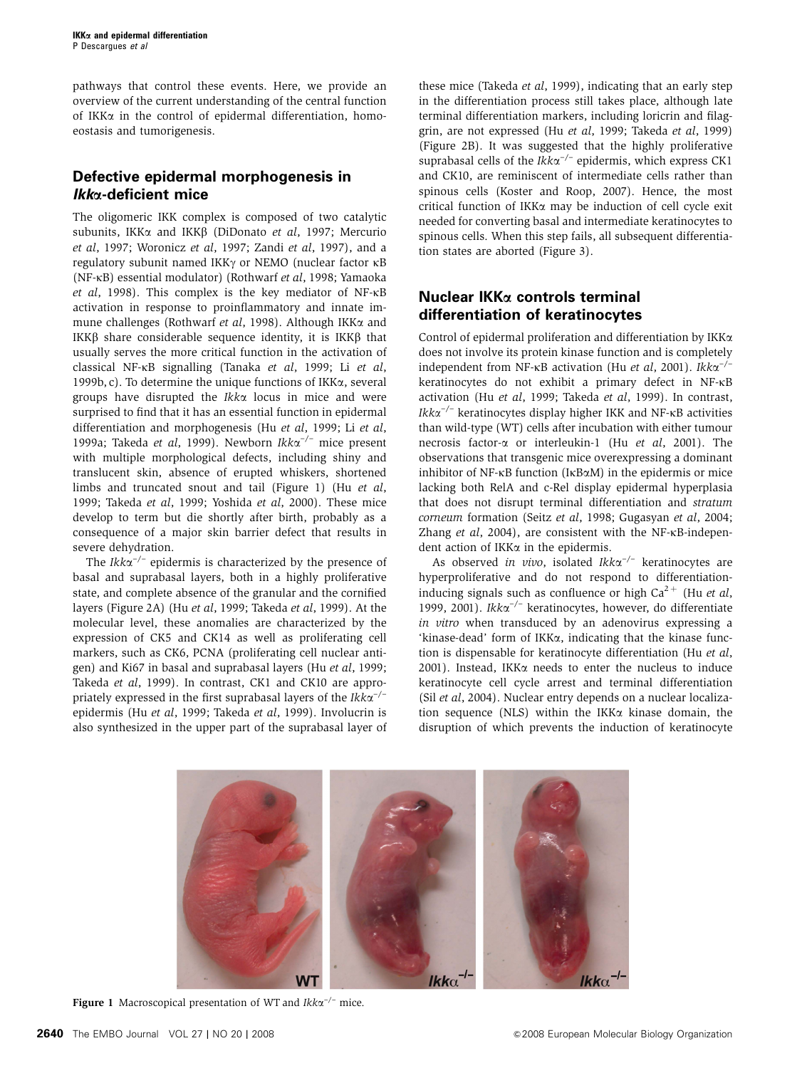pathways that control these events. Here, we provide an overview of the current understanding of the central function of IKKα in the control of epidermal differentiation, homoeostasis and tumorigenesis.

## Defective epidermal morphogenesis in *Ikkα*-deficient mice

The oligomeric IKK complex is composed of two catalytic subunits, IKKα and IKKβ (DiDonato *et al*, 1997; Mercurio *et al*, 1997; Woronicz *et al*, 1997; Zandi *et al*, 1997), and a regulatory subunit named IKKγ or NEMO (nuclear factor κB (NF-κB) essential modulator) (Rothwarf *et al*, 1998; Yamaoka *et al*, 1998). This complex is the key mediator of NF-κB activation in response to proinflammatory and innate immune challenges (Rothwarf *et al*, 1998). Although IKKα and IKKβ share considerable sequence identity, it is IKKβ that usually serves the more critical function in the activation of classical NF-κB signalling (Tanaka *et al*, 1999; Li *et al*, 1999b, c). To determine the unique functions of IKKα, several groups have disrupted the *Ikkα* locus in mice and were surprised to find that it has an essential function in epidermal differentiation and morphogenesis (Hu *et al*, 1999; Li *et al*, 1999a; Takeda *et al*, 1999). Newborn *Ikkα*$^{-/-}$ mice present with multiple morphological defects, including shiny and translucent skin, absence of erupted whiskers, shortened limbs and truncated snout and tail (Figure 1) (Hu *et al*, 1999; Takeda *et al*, 1999; Yoshida *et al*, 2000). These mice develop to term but die shortly after birth, probably as a consequence of a major skin barrier defect that results in severe dehydration.

The *Ikkα*$^{-/-}$ epidermis is characterized by the presence of basal and suprabasal layers, both in a highly proliferative state, and complete absence of the granular and the cornified layers (Figure 2A) (Hu *et al*, 1999; Takeda *et al*, 1999). At the molecular level, these anomalies are characterized by the expression of CK5 and CK14 as well as proliferating cell markers, such as CK6, PCNA (proliferating cell nuclear antigen) and Ki67 in basal and suprabasal layers (Hu *et al*, 1999; Takeda *et al*, 1999). In contrast, CK1 and CK10 are appropriately expressed in the first suprabasal layers of the *Ikkα*$^{-/-}$ epidermis (Hu *et al*, 1999; Takeda *et al*, 1999). Involucrin is also synthesized in the upper part of the suprabasal layer of these mice (Takeda *et al*, 1999), indicating that an early step in the differentiation process still takes place, although late terminal differentiation markers, including loricrin and filaggrin, are not expressed (Hu *et al*, 1999; Takeda *et al*, 1999) (Figure 2B). It was suggested that the highly proliferative suprabasal cells of the *Ikkα*$^{-/-}$ epidermis, which express CK1 and CK10, are reminiscent of intermediate cells rather than spinous cells (Koster and Roop, 2007). Hence, the most critical function of IKKα may be induction of cell cycle exit needed for converting basal and intermediate keratinocytes to spinous cells. When this step fails, all subsequent differentiation states are aborted (Figure 3).

## Nuclear IKKα controls terminal differentiation of keratinocytes

Control of epidermal proliferation and differentiation by IKKα does not involve its protein kinase function and is completely independent from NF-κB activation (Hu *et al*, 2001). *Ikkα*$^{-/-}$ keratinocytes do not exhibit a primary defect in NF-κB activation (Hu *et al*, 1999; Takeda *et al*, 1999). In contrast, *Ikkα*$^{-/-}$ keratinocytes display higher IKK and NF-κB activities than wild-type (WT) cells after incubation with either tumour necrosis factor-α or interleukin-1 (Hu *et al*, 2001). The observations that transgenic mice overexpressing a dominant inhibitor of NF-κB function (IκBαM) in the epidermis or mice lacking both RelA and c-Rel display epidermal hyperplasia that does not disrupt terminal differentiation and *stratum corneum* formation (Seitz *et al*, 1998; Gugasyan *et al*, 2004; Zhang *et al*, 2004), are consistent with the NF-κB-independent action of IKKα in the epidermis.

As observed *in vivo*, isolated *Ikkα*$^{-/-}$ keratinocytes are hyperproliferative and do not respond to differentiation-inducing signals such as confluence or high $Ca^{2+}$ (Hu *et al*, 1999, 2001). *Ikkα*$^{-/-}$ keratinocytes, however, do differentiate *in vitro* when transduced by an adenovirus expressing a 'kinase-dead' form of IKKα, indicating that the kinase function is dispensable for keratinocyte differentiation (Hu *et al*, 2001). Instead, IKKα needs to enter the nucleus to induce keratinocyte cell cycle arrest and terminal differentiation (Sil *et al*, 2004). Nuclear entry depends on a nuclear localization sequence (NLS) within the IKKα kinase domain, the disruption of which prevents the induction of keratinocyte

**Figure 1** Macroscopical presentation of WT and *Ikkα*$^{-/-}$ mice.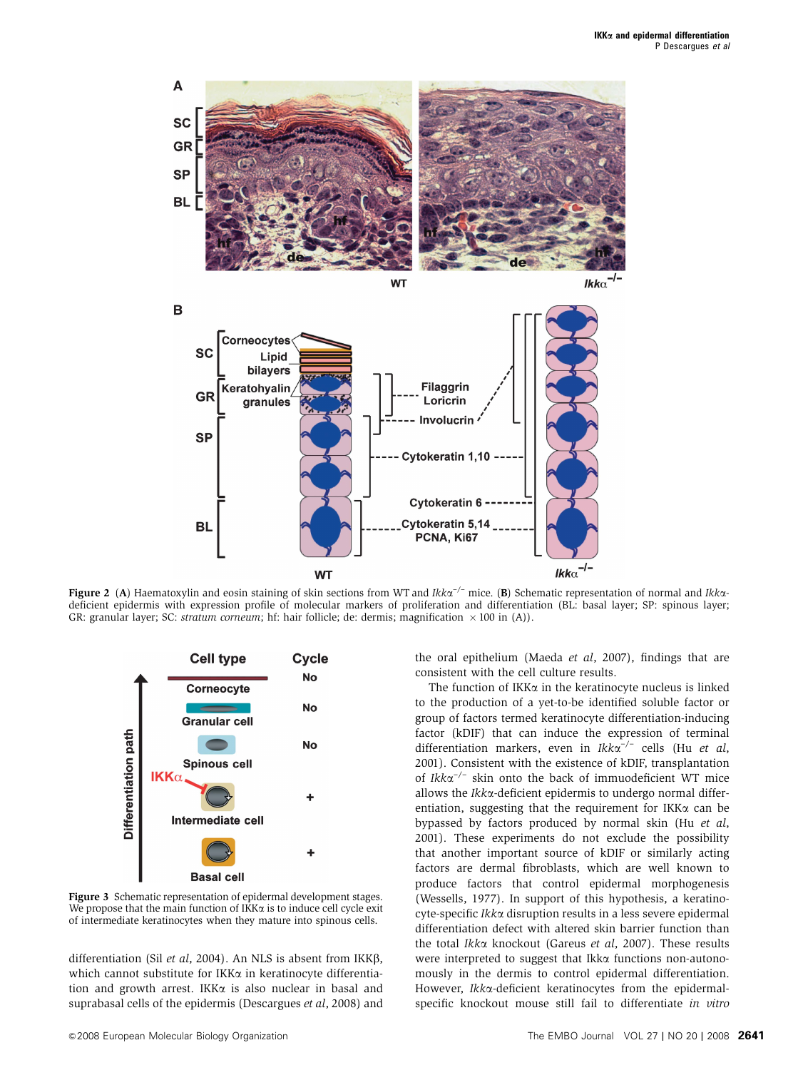**Figure 2** (**A**) Haematoxylin and eosin staining of skin sections from WT and *Ikkα*$^{-/-}$ mice. (**B**) Schematic representation of normal and *Ikkα*-deficient epidermis with expression profile of molecular markers of proliferation and differentiation (BL: basal layer; SP: spinous layer; GR: granular layer; SC: *stratum corneum*; hf: hair follicle; de: dermis; magnification ×100 in (A)).

**Figure 3** Schematic representation of epidermal development stages. We propose that the main function of IKKα is to induce cell cycle exit of intermediate keratinocytes when they mature into spinous cells.

differentiation (Sil *et al*, 2004). An NLS is absent from IKKβ, which cannot substitute for IKKα in keratinocyte differentiation and growth arrest. IKKα is also nuclear in basal and suprabasal cells of the epidermis (Descargues *et al*, 2008) and the oral epithelium (Maeda *et al*, 2007), findings that are consistent with the cell culture results.

The function of IKKα in the keratinocyte nucleus is linked to the production of a yet-to-be identified soluble factor or group of factors termed keratinocyte differentiation-inducing factor (kDIF) that can induce the expression of terminal differentiation markers, even in *Ikkα*$^{-/-}$ cells (Hu *et al*, 2001). Consistent with the existence of kDIF, transplantation of *Ikkα*$^{-/-}$ skin onto the back of immuodeficient WT mice allows the *Ikkα*-deficient epidermis to undergo normal differentiation, suggesting that the requirement for IKKα can be bypassed by factors produced by normal skin (Hu *et al*, 2001). These experiments do not exclude the possibility that another important source of kDIF or similarly acting factors are dermal fibroblasts, which are well known to produce factors that control epidermal morphogenesis (Wessells, 1977). In support of this hypothesis, a keratinocyte-specific *Ikkα* disruption results in a less severe epidermal differentiation defect with altered skin barrier function than the total *Ikkα* knockout (Gareus *et al*, 2007). These results were interpreted to suggest that Ikkα functions non-autonomously in the dermis to control epidermal differentiation. However, *Ikkα*-deficient keratinocytes from the epidermal-specific knockout mouse still fail to differentiate *in vitro*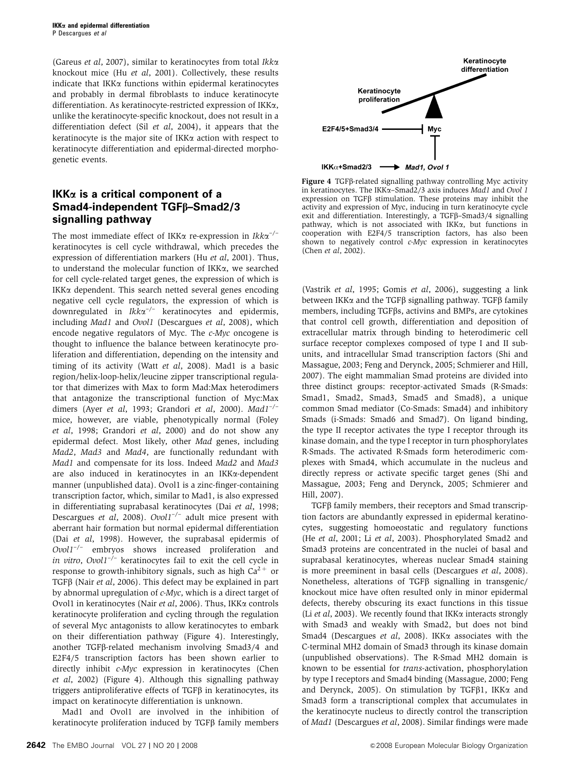(Gareus *et al*, 2007), similar to keratinocytes from total *Ikkα* knockout mice (Hu *et al*, 2001). Collectively, these results indicate that IKKα functions within epidermal keratinocytes and probably in dermal fibroblasts to induce keratinocyte differentiation. As keratinocyte-restricted expression of IKKα, unlike the keratinocyte-specific knockout, does not result in a differentiation defect (Sil *et al*, 2004), it appears that the keratinocyte is the major site of IKKα action with respect to keratinocyte differentiation and epidermal-directed morphogenetic events.

## IKKα is a critical component of a Smad4-independent TGFβ–Smad2/3 signalling pathway

The most immediate effect of IKKα re-expression in $Ikk\alpha^{-/-}$ keratinocytes is cell cycle withdrawal, which precedes the expression of differentiation markers (Hu *et al*, 2001). Thus, to understand the molecular function of IKKα, we searched for cell cycle-related target genes, the expression of which is IKKα dependent. This search netted several genes encoding negative cell cycle regulators, the expression of which is downregulated in $Ikk\alpha^{-/-}$ keratinocytes and epidermis, including *Mad1* and *Ovol1* (Descargues *et al*, 2008), which encode negative regulators of Myc. The *c-Myc* oncogene is thought to influence the balance between keratinocyte proliferation and differentiation, depending on the intensity and timing of its activity (Watt *et al*, 2008). Mad1 is a basic region/helix-loop-helix/leucine zipper transcriptional regulator that dimerizes with Max to form Mad:Max heterodimers that antagonize the transcriptional function of Myc:Max dimers (Ayer *et al*, 1993; Grandori *et al*, 2000). $Mad1^{-/-}$ mice, however, are viable, phenotypically normal (Foley *et al*, 1998; Grandori *et al*, 2000) and do not show any epidermal defect. Most likely, other *Mad* genes, including *Mad2*, *Mad3* and *Mad4*, are functionally redundant with *Mad1* and compensate for its loss. Indeed *Mad2* and *Mad3* are also induced in keratinocytes in an IKKα-dependent manner (unpublished data). Ovol1 is a zinc-finger-containing transcription factor, which, similar to Mad1, is also expressed in differentiating suprabasal keratinocytes (Dai *et al*, 1998; Descargues *et al*, 2008). $Ovol1^{-/-}$ adult mice present with aberrant hair formation but normal epidermal differentiation (Dai *et al*, 1998). However, the suprabasal epidermis of $Ovol1^{-/-}$ embryos shows increased proliferation and *in vitro*, $Ovol1^{-/-}$ keratinocytes fail to exit the cell cycle in response to growth-inhibitory signals, such as high $Ca^{2+}$ or TGFβ (Nair *et al*, 2006). This defect may be explained in part by abnormal upregulation of *c-Myc*, which is a direct target of Ovol1 in keratinocytes (Nair *et al*, 2006). Thus, IKKα controls keratinocyte proliferation and cycling through the regulation of several Myc antagonists to allow keratinocytes to embark on their differentiation pathway (Figure 4). Interestingly, another TGFβ-related mechanism involving Smad3/4 and E2F4/5 transcription factors has been shown earlier to directly inhibit *c-Myc* expression in keratinocytes (Chen *et al*, 2002) (Figure 4). Although this signalling pathway triggers antiproliferative effects of TGFβ in keratinocytes, its impact on keratinocyte differentiation is unknown.

Mad1 and Ovol1 are involved in the inhibition of keratinocyte proliferation induced by TGFβ family members

**Figure 4** TGFβ-related signalling pathway controlling Myc activity in keratinocytes. The IKKα–Smad2/3 axis induces *Mad1* and *Ovol 1* expression on TGFβ stimulation. These proteins may inhibit the activity and expression of Myc, inducing in turn keratinocyte cycle exit and differentiation. Interestingly, a TGFβ–Smad3/4 signalling pathway, which is not associated with IKKα, but functions in cooperation with E2F4/5 transcription factors, has also been shown to negatively control *c-Myc* expression in keratinocytes (Chen *et al*, 2002).

(Vastrik *et al*, 1995; Gomis *et al*, 2006), suggesting a link between IKKα and the TGFβ signalling pathway. TGFβ family members, including TGFβs, activins and BMPs, are cytokines that control cell growth, differentiation and deposition of extracellular matrix through binding to heterodimeric cell surface receptor complexes composed of type I and II subunits, and intracellular Smad transcription factors (Shi and Massague, 2003; Feng and Derynck, 2005; Schmierer and Hill, 2007). The eight mammalian Smad proteins are divided into three distinct groups: receptor-activated Smads (R-Smads: Smad1, Smad2, Smad3, Smad5 and Smad8), a unique common Smad mediator (Co-Smads: Smad4) and inhibitory Smads (i-Smads: Smad6 and Smad7). On ligand binding, the type II receptor activates the type I receptor through its kinase domain, and the type I receptor in turn phosphorylates R-Smads. The activated R-Smads form heterodimeric complexes with Smad4, which accumulate in the nucleus and directly repress or activate specific target genes (Shi and Massague, 2003; Feng and Derynck, 2005; Schmierer and Hill, 2007).

TGFβ family members, their receptors and Smad transcription factors are abundantly expressed in epidermal keratinocytes, suggesting homoeostatic and regulatory functions (He *et al*, 2001; Li *et al*, 2003). Phosphorylated Smad2 and Smad3 proteins are concentrated in the nuclei of basal and suprabasal keratinocytes, whereas nuclear Smad4 staining is more preeminent in basal cells (Descargues *et al*, 2008). Nonetheless, alterations of TGFβ signalling in transgenic/knockout mice have often resulted only in minor epidermal defects, thereby obscuring its exact functions in this tissue (Li *et al*, 2003). We recently found that IKKα interacts strongly with Smad3 and weakly with Smad2, but does not bind Smad4 (Descargues *et al*, 2008). IKKα associates with the C-terminal MH2 domain of Smad3 through its kinase domain (unpublished observations). The R-Smad MH2 domain is known to be essential for *trans*-activation, phosphorylation by type I receptors and Smad4 binding (Massague, 2000; Feng and Derynck, 2005). On stimulation by TGFβ1, IKKα and Smad3 form a transcriptional complex that accumulates in the keratinocyte nucleus to directly control the transcription of *Mad1* (Descargues *et al*, 2008). Similar findings were made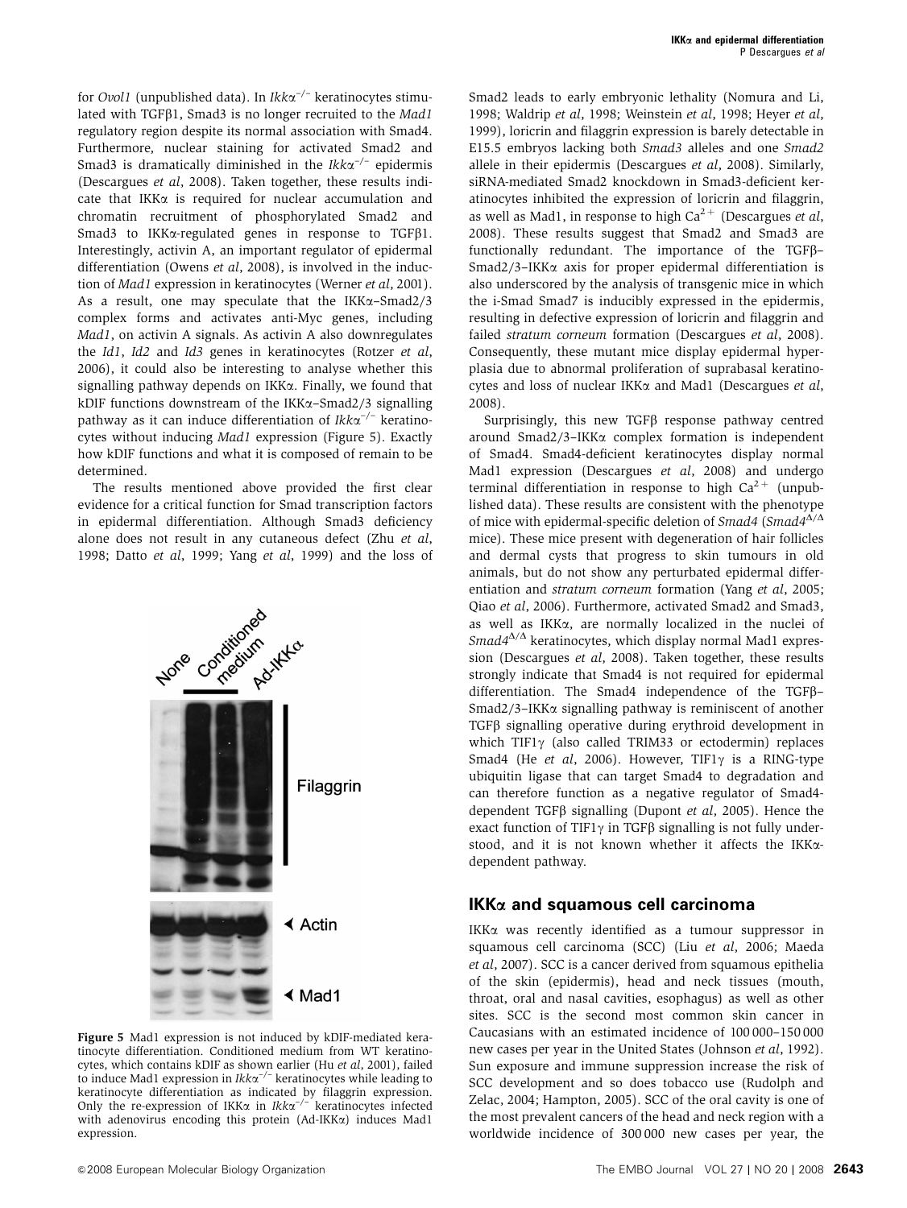for *Ovol1* (unpublished data). In $Ikk\alpha^{-/-}$ keratinocytes stimulated with TGFβ1, Smad3 is no longer recruited to the *Mad1* regulatory region despite its normal association with Smad4. Furthermore, nuclear staining for activated Smad2 and Smad3 is dramatically diminished in the $Ikk\alpha^{-/-}$ epidermis (Descargues *et al*, 2008). Taken together, these results indicate that IKKα is required for nuclear accumulation and chromatin recruitment of phosphorylated Smad2 and Smad3 to IKKα-regulated genes in response to TGFβ1. Interestingly, activin A, an important regulator of epidermal differentiation (Owens *et al*, 2008), is involved in the induction of *Mad1* expression in keratinocytes (Werner *et al*, 2001). As a result, one may speculate that the IKKα–Smad2/3 complex forms and activates anti-Myc genes, including *Mad1*, on activin A signals. As activin A also downregulates the *Id1*, *Id2* and *Id3* genes in keratinocytes (Rotzer *et al*, 2006), it could also be interesting to analyse whether this signalling pathway depends on IKKα. Finally, we found that kDIF functions downstream of the IKKα–Smad2/3 signalling pathway as it can induce differentiation of $Ikk\alpha^{-/-}$ keratinocytes without inducing *Mad1* expression (Figure 5). Exactly how kDIF functions and what it is composed of remain to be determined.

The results mentioned above provided the first clear evidence for a critical function for Smad transcription factors in epidermal differentiation. Although Smad3 deficiency alone does not result in any cutaneous defect (Zhu *et al*, 1998; Datto *et al*, 1999; Yang *et al*, 1999) and the loss of Smad2 leads to early embryonic lethality (Nomura and Li, 1998; Waldrip *et al*, 1998; Weinstein *et al*, 1998; Heyer *et al*, 1999), loricrin and filaggrin expression is barely detectable in E15.5 embryos lacking both *Smad3* alleles and one *Smad2* allele in their epidermis (Descargues *et al*, 2008). Similarly, siRNA-mediated Smad2 knockdown in Smad3-deficient keratinocytes inhibited the expression of loricrin and filaggrin, as well as Mad1, in response to high $Ca^{2+}$ (Descargues *et al*, 2008). These results suggest that Smad2 and Smad3 are functionally redundant. The importance of the TGFβ–Smad2/3–IKKα axis for proper epidermal differentiation is also underscored by the analysis of transgenic mice in which the i-Smad Smad7 is inducibly expressed in the epidermis, resulting in defective expression of loricrin and filaggrin and failed *stratum corneum* formation (Descargues *et al*, 2008). Consequently, these mutant mice display epidermal hyperplasia due to abnormal proliferation of suprabasal keratinocytes and loss of nuclear IKKα and Mad1 (Descargues *et al*, 2008).

Figure 5 Mad1 expression is not induced by kDIF-mediated keratinocyte differentiation. Conditioned medium from WT keratinocytes, which contains kDIF as shown earlier (Hu *et al*, 2001), failed to induce Mad1 expression in $Ikk\alpha^{-/-}$ keratinocytes while leading to keratinocyte differentiation as indicated by filaggrin expression. Only the re-expression of IKKα in $Ikk\alpha^{-/-}$ keratinocytes infected with adenovirus encoding this protein (Ad-IKKα) induces Mad1 expression.

Surprisingly, this new TGFβ response pathway centred around Smad2/3–IKKα complex formation is independent of Smad4. Smad4-deficient keratinocytes display normal Mad1 expression (Descargues *et al*, 2008) and undergo terminal differentiation in response to high $Ca^{2+}$ (unpublished data). These results are consistent with the phenotype of mice with epidermal-specific deletion of *Smad4* ($Smad4^{\Delta/\Delta}$ mice). These mice present with degeneration of hair follicles and dermal cysts that progress to skin tumours in old animals, but do not show any perturbated epidermal differentiation and *stratum corneum* formation (Yang *et al*, 2005; Qiao *et al*, 2006). Furthermore, activated Smad2 and Smad3, as well as IKKα, are normally localized in the nuclei of $Smad4^{\Delta/\Delta}$ keratinocytes, which display normal Mad1 expression (Descargues *et al*, 2008). Taken together, these results strongly indicate that Smad4 is not required for epidermal differentiation. The Smad4 independence of the TGFβ–Smad2/3–IKKα signalling pathway is reminiscent of another TGFβ signalling operative during erythroid development in which TIF1γ (also called TRIM33 or ectodermin) replaces Smad4 (He *et al*, 2006). However, TIF1γ is a RING-type ubiquitin ligase that can target Smad4 to degradation and can therefore function as a negative regulator of Smad4-dependent TGFβ signalling (Dupont *et al*, 2005). Hence the exact function of TIF1γ in TGFβ signalling is not fully understood, and it is not known whether it affects the IKKα-dependent pathway.

## IKKα and squamous cell carcinoma

IKKα was recently identified as a tumour suppressor in squamous cell carcinoma (SCC) (Liu *et al*, 2006; Maeda *et al*, 2007). SCC is a cancer derived from squamous epithelia of the skin (epidermis), head and neck tissues (mouth, throat, oral and nasal cavities, esophagus) as well as other sites. SCC is the second most common skin cancer in Caucasians with an estimated incidence of 100 000–150 000 new cases per year in the United States (Johnson *et al*, 1992). Sun exposure and immune suppression increase the risk of SCC development and so does tobacco use (Rudolph and Zelac, 2004; Hampton, 2005). SCC of the oral cavity is one of the most prevalent cancers of the head and neck region with a worldwide incidence of 300 000 new cases per year, the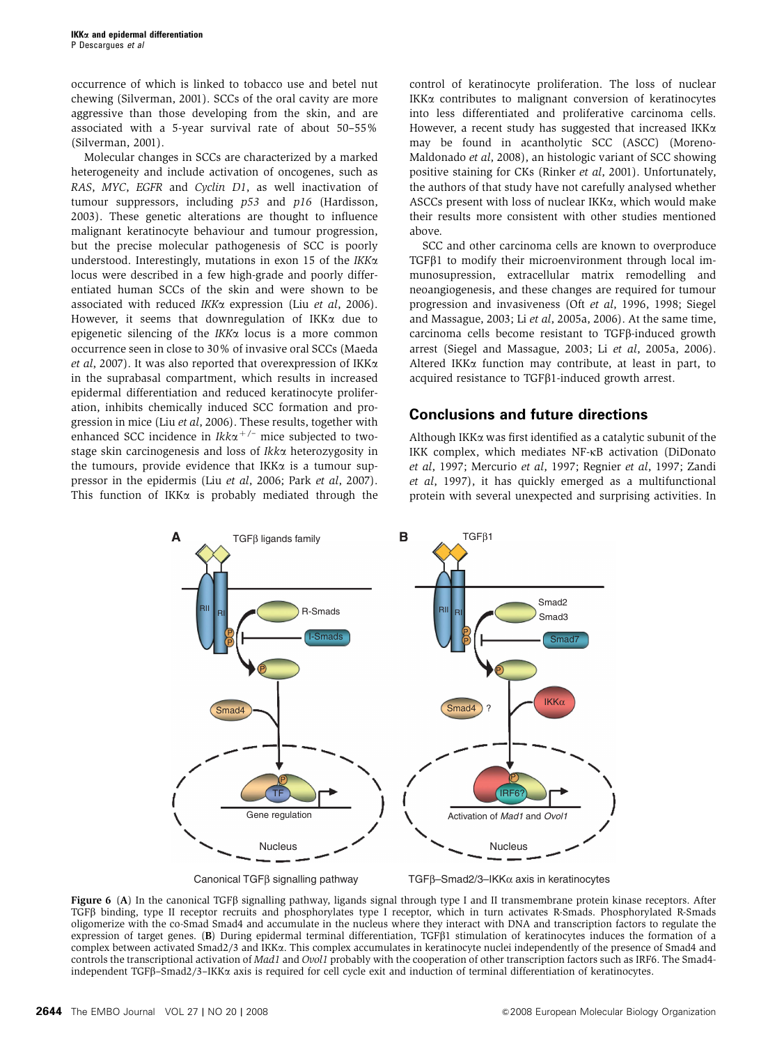occurrence of which is linked to tobacco use and betel nut chewing (Silverman, 2001). SCCs of the oral cavity are more aggressive than those developing from the skin, and are associated with a 5-year survival rate of about 50–55% (Silverman, 2001).

Molecular changes in SCCs are characterized by a marked heterogeneity and include activation of oncogenes, such as *RAS*, *MYC*, *EGFR* and *Cyclin D1*, as well inactivation of tumour suppressors, including *p53* and *p16* (Hardisson, 2003). These genetic alterations are thought to influence malignant keratinocyte behaviour and tumour progression, but the precise molecular pathogenesis of SCC is poorly understood. Interestingly, mutations in exon 15 of the *IKKα* locus were described in a few high-grade and poorly differentiated human SCCs of the skin and were shown to be associated with reduced *IKKα* expression (Liu *et al*, 2006). However, it seems that downregulation of IKKα due to epigenetic silencing of the *IKKα* locus is a more common occurrence seen in close to 30% of invasive oral SCCs (Maeda *et al*, 2007). It was also reported that overexpression of IKKα in the suprabasal compartment, which results in increased epidermal differentiation and reduced keratinocyte proliferation, inhibits chemically induced SCC formation and progression in mice (Liu *et al*, 2006). These results, together with enhanced SCC incidence in *Ikkα*$^{+/-}$ mice subjected to two-stage skin carcinogenesis and loss of *Ikkα* heterozygosity in the tumours, provide evidence that IKKα is a tumour suppressor in the epidermis (Liu *et al*, 2006; Park *et al*, 2007). This function of IKKα is probably mediated through the control of keratinocyte proliferation. The loss of nuclear IKKα contributes to malignant conversion of keratinocytes into less differentiated and proliferative carcinoma cells. However, a recent study has suggested that increased IKKα may be found in acantholytic SCC (ASCC) (Moreno-Maldonado *et al*, 2008), an histologic variant of SCC showing positive staining for CKs (Rinker *et al*, 2001). Unfortunately, the authors of that study have not carefully analysed whether ASCCs present with loss of nuclear IKKα, which would make their results more consistent with other studies mentioned above.

SCC and other carcinoma cells are known to overproduce TGFβ1 to modify their microenvironment through local immunosupression, extracellular matrix remodelling and neoangiogenesis, and these changes are required for tumour progression and invasiveness (Oft *et al*, 1996, 1998; Siegel and Massague, 2003; Li *et al*, 2005a, 2006). At the same time, carcinoma cells become resistant to TGFβ-induced growth arrest (Siegel and Massague, 2003; Li *et al*, 2005a, 2006). Altered IKKα function may contribute, at least in part, to acquired resistance to TGFβ1-induced growth arrest.

## Conclusions and future directions

Although IKKα was first identified as a catalytic subunit of the IKK complex, which mediates NF-κB activation (DiDonato *et al*, 1997; Mercurio *et al*, 1997; Regnier *et al*, 1997; Zandi *et al*, 1997), it has quickly emerged as a multifunctional protein with several unexpected and surprising activities. In

**Figure 6** (**A**) In the canonical TGFβ signalling pathway, ligands signal through type I and II transmembrane protein kinase receptors. After TGFβ binding, type II receptor recruits and phosphorylates type I receptor, which in turn activates R-Smads. Phosphorylated R-Smads oligomerize with the co-Smad Smad4 and accumulate in the nucleus where they interact with DNA and transcription factors to regulate the expression of target genes. (**B**) During epidermal terminal differentiation, TGFβ1 stimulation of keratinocytes induces the formation of a complex between activated Smad2/3 and IKKα. This complex accumulates in keratinocyte nuclei independently of the presence of Smad4 and controls the transcriptional activation of *Mad1* and *Ovol1* probably with the cooperation of other transcription factors such as IRF6. The Smad4-independent TGFβ–Smad2/3–IKKα axis is required for cell cycle exit and induction of terminal differentiation of keratinocytes.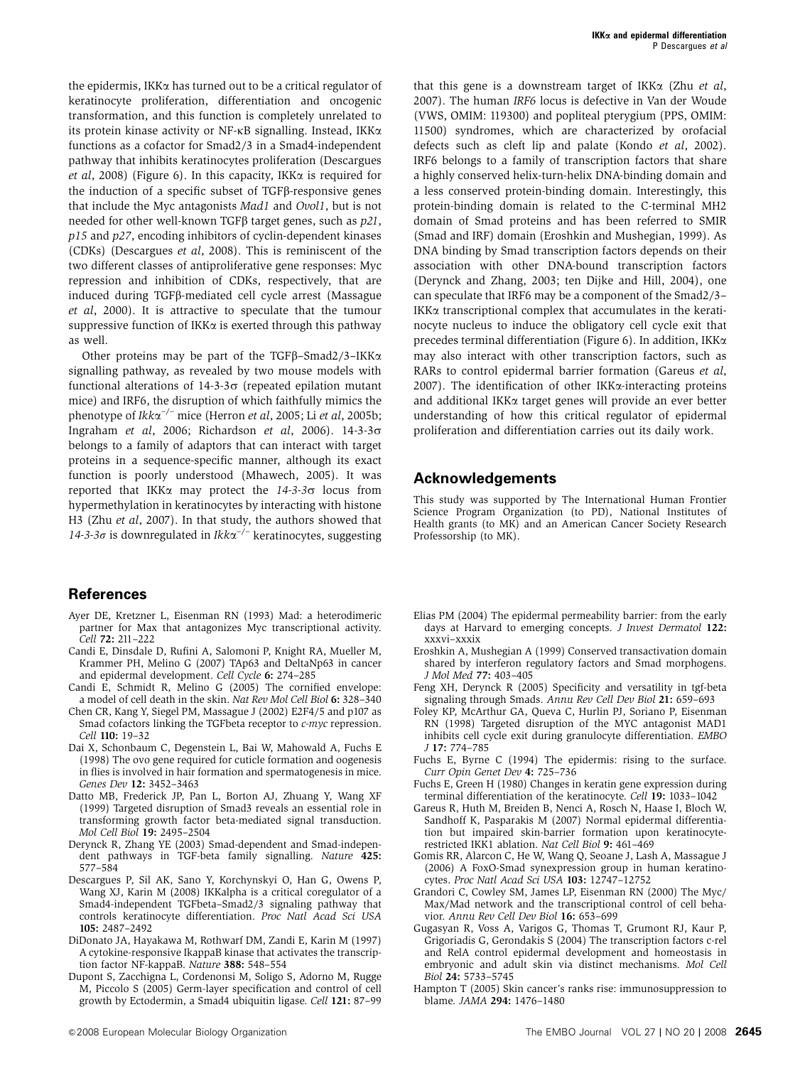the epidermis, IKKα has turned out to be a critical regulator of keratinocyte proliferation, differentiation and oncogenic transformation, and this function is completely unrelated to its protein kinase activity or NF-κB signalling. Instead, IKKα functions as a cofactor for Smad2/3 in a Smad4-independent pathway that inhibits keratinocytes proliferation (Descargues *et al*, 2008) (Figure 6). In this capacity, IKKα is required for the induction of a specific subset of TGFβ-responsive genes that include the Myc antagonists *Mad1* and *Ovol1*, but is not needed for other well-known TGFβ target genes, such as *p21*, *p15* and *p27*, encoding inhibitors of cyclin-dependent kinases (CDKs) (Descargues *et al*, 2008). This is reminiscent of the two different classes of antiproliferative gene responses: Myc repression and inhibition of CDKs, respectively, that are induced during TGFβ-mediated cell cycle arrest (Massague *et al*, 2000). It is attractive to speculate that the tumour suppressive function of IKKα is exerted through this pathway as well.

Other proteins may be part of the TGFβ–Smad2/3–IKKα signalling pathway, as revealed by two mouse models with functional alterations of 14-3-3σ (repeated epilation mutant mice) and IRF6, the disruption of which faithfully mimics the phenotype of $Ikk\alpha^{-/-}$ mice (Herron *et al*, 2005; Li *et al*, 2005b; Ingraham *et al*, 2006; Richardson *et al*, 2006). 14-3-3σ belongs to a family of adaptors that can interact with target proteins in a sequence-specific manner, although its exact function is poorly understood (Mhawech, 2005). It was reported that IKKα may protect the *14-3-3σ* locus from hypermethylation in keratinocytes by interacting with histone H3 (Zhu *et al*, 2007). In that study, the authors showed that *14-3-3σ* is downregulated in $Ikk\alpha^{-/-}$ keratinocytes, suggesting that this gene is a downstream target of IKKα (Zhu *et al*, 2007). The human *IRF6* locus is defective in Van der Woude (VWS, OMIM: 119300) and popliteal pterygium (PPS, OMIM: 11500) syndromes, which are characterized by orofacial defects such as cleft lip and palate (Kondo *et al*, 2002). IRF6 belongs to a family of transcription factors that share a highly conserved helix-turn-helix DNA-binding domain and a less conserved protein-binding domain. Interestingly, this protein-binding domain is related to the C-terminal MH2 domain of Smad proteins and has been referred to SMIR (Smad and IRF) domain (Eroshkin and Mushegian, 1999). As DNA binding by Smad transcription factors depends on their association with other DNA-bound transcription factors (Derynck and Zhang, 2003; ten Dijke and Hill, 2004), one can speculate that IRF6 may be a component of the Smad2/3–IKKα transcriptional complex that accumulates in the keratinocyte nucleus to induce the obligatory cell cycle exit that precedes terminal differentiation (Figure 6). In addition, IKKα may also interact with other transcription factors, such as RARs to control epidermal barrier formation (Gareus *et al*, 2007). The identification of other IKKα-interacting proteins and additional IKKα target genes will provide an ever better understanding of how this critical regulator of epidermal proliferation and differentiation carries out its daily work.

## Acknowledgements

This study was supported by The International Human Frontier Science Program Organization (to PD), National Institutes of Health grants (to MK) and an American Cancer Society Research Professorship (to MK).

## References

Ayer DE, Kretzner L, Eisenman RN (1993) Mad: a heterodimeric partner for Max that antagonizes Myc transcriptional activity. *Cell* **72:** 211–222

Candi E, Dinsdale D, Rufini A, Salomoni P, Knight RA, Mueller M, Krammer PH, Melino G (2007) TAp63 and DeltaNp63 in cancer and epidermal development. *Cell Cycle* **6:** 274–285

Candi E, Schmidt R, Melino G (2005) The cornified envelope: a model of cell death in the skin. *Nat Rev Mol Cell Biol* **6:** 328–340

Chen CR, Kang Y, Siegel PM, Massague J (2002) E2F4/5 and p107 as Smad cofactors linking the TGFbeta receptor to *c-myc* repression. *Cell* **110:** 19–32

Dai X, Schonbaum C, Degenstein L, Bai W, Mahowald A, Fuchs E (1998) The ovo gene required for cuticle formation and oogenesis in flies is involved in hair formation and spermatogenesis in mice. *Genes Dev* **12:** 3452–3463

Datto MB, Frederick JP, Pan L, Borton AJ, Zhuang Y, Wang XF (1999) Targeted disruption of Smad3 reveals an essential role in transforming growth factor beta-mediated signal transduction. *Mol Cell Biol* **19:** 2495–2504

Derynck R, Zhang YE (2003) Smad-dependent and Smad-independent pathways in TGF-beta family signalling. *Nature* **425:** 577–584

Descargues P, Sil AK, Sano Y, Korchynskyi O, Han G, Owens P, Wang XJ, Karin M (2008) IKKalpha is a critical coregulator of a Smad4-independent TGFbeta–Smad2/3 signaling pathway that controls keratinocyte differentiation. *Proc Natl Acad Sci USA* **105:** 2487–2492

DiDonato JA, Hayakawa M, Rothwarf DM, Zandi E, Karin M (1997) A cytokine-responsive IkappaB kinase that activates the transcription factor NF-kappaB. *Nature* **388:** 548–554

Dupont S, Zacchigna L, Cordenonsi M, Soligo S, Adorno M, Rugge M, Piccolo S (2005) Germ-layer specification and control of cell growth by Ectodermin, a Smad4 ubiquitin ligase. *Cell* **121:** 87–99

Elias PM (2004) The epidermal permeability barrier: from the early days at Harvard to emerging concepts. *J Invest Dermatol* **122:** xxxvi–xxxix

Eroshkin A, Mushegian A (1999) Conserved transactivation domain shared by interferon regulatory factors and Smad morphogens. *J Mol Med* **77:** 403–405

Feng XH, Derynck R (2005) Specificity and versatility in tgf-beta signaling through Smads. *Annu Rev Cell Dev Biol* **21:** 659–693

Foley KP, McArthur GA, Queva C, Hurlin PJ, Soriano P, Eisenman RN (1998) Targeted disruption of the MYC antagonist MAD1 inhibits cell cycle exit during granulocyte differentiation. *EMBO J* **17:** 774–785

Fuchs E, Byrne C (1994) The epidermis: rising to the surface. *Curr Opin Genet Dev* **4:** 725–736

Fuchs E, Green H (1980) Changes in keratin gene expression during terminal differentiation of the keratinocyte. *Cell* **19:** 1033–1042

Gareus R, Huth M, Breiden B, Nenci A, Rosch N, Haase I, Bloch W, Sandhoff K, Pasparakis M (2007) Normal epidermal differentiation but impaired skin-barrier formation upon keratinocyte-restricted IKK1 ablation. *Nat Cell Biol* **9:** 461–469

Gomis RR, Alarcon C, He W, Wang Q, Seoane J, Lash A, Massague J (2006) A FoxO-Smad synexpression group in human keratinocytes. *Proc Natl Acad Sci USA* **103:** 12747–12752

Grandori C, Cowley SM, James LP, Eisenman RN (2000) The Myc/Max/Mad network and the transcriptional control of cell behavior. *Annu Rev Cell Dev Biol* **16:** 653–699

Gugasyan R, Voss A, Varigos G, Thomas T, Grumont RJ, Kaur P, Grigoriadis G, Gerondakis S (2004) The transcription factors c-rel and RelA control epidermal development and homeostasis in embryonic and adult skin via distinct mechanisms. *Mol Cell Biol* **24:** 5733–5745

Hampton T (2005) Skin cancer's ranks rise: immunosuppression to blame. *JAMA* **294:** 1476–1480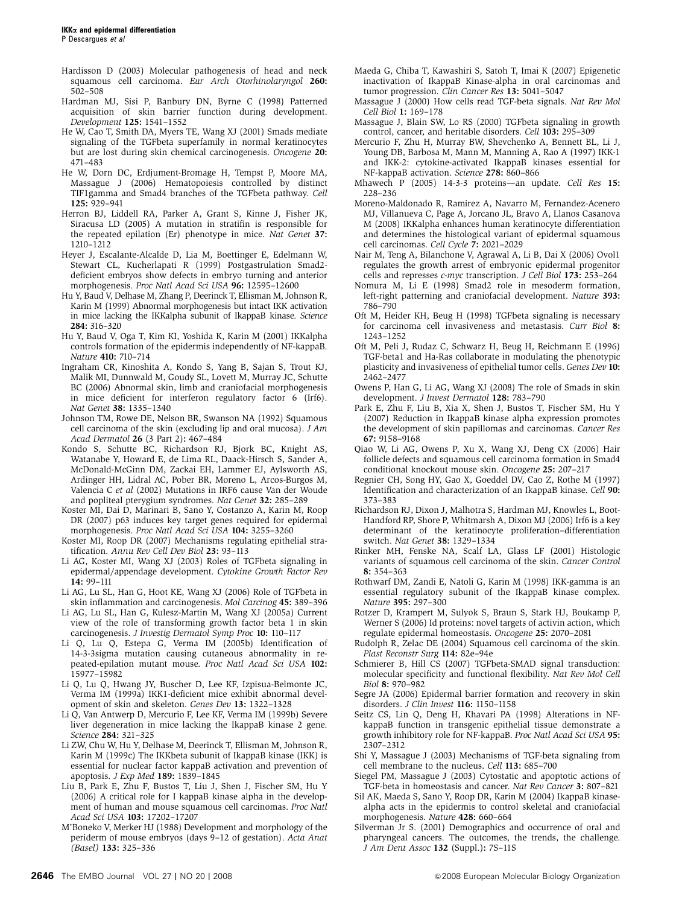Hardisson D (2003) Molecular pathogenesis of head and neck squamous cell carcinoma. *Eur Arch Otorhinolaryngol* **260:** 502–508

Hardman MJ, Sisi P, Banbury DN, Byrne C (1998) Patterned acquisition of skin barrier function during development. *Development* **125:** 1541–1552

He W, Cao T, Smith DA, Myers TE, Wang XJ (2001) Smads mediate signaling of the TGFbeta superfamily in normal keratinocytes but are lost during skin chemical carcinogenesis. *Oncogene* **20:** 471–483

He W, Dorn DC, Erdjument-Bromage H, Tempst P, Moore MA, Massague J (2006) Hematopoiesis controlled by distinct TIF1gamma and Smad4 branches of the TGFbeta pathway. *Cell* **125:** 929–941

Herron BJ, Liddell RA, Parker A, Grant S, Kinne J, Fisher JK, Siracusa LD (2005) A mutation in stratifin is responsible for the repeated epilation (Er) phenotype in mice. *Nat Genet* **37:** 1210–1212

Heyer J, Escalante-Alcalde D, Lia M, Boettinger E, Edelmann W, Stewart CL, Kucherlapati R (1999) Postgastrulation Smad2-deficient embryos show defects in embryo turning and anterior morphogenesis. *Proc Natl Acad Sci USA* **96:** 12595–12600

Hu Y, Baud V, Delhase M, Zhang P, Deerinck T, Ellisman M, Johnson R, Karin M (1999) Abnormal morphogenesis but intact IKK activation in mice lacking the IKKalpha subunit of IkappaB kinase. *Science* **284:** 316–320

Hu Y, Baud V, Oga T, Kim KI, Yoshida K, Karin M (2001) IKKalpha controls formation of the epidermis independently of NF-kappaB. *Nature* **410:** 710–714

Ingraham CR, Kinoshita A, Kondo S, Yang B, Sajan S, Trout KJ, Malik MI, Dunnwald M, Goudy SL, Lovett M, Murray JC, Schutte BC (2006) Abnormal skin, limb and craniofacial morphogenesis in mice deficient for interferon regulatory factor 6 (Irf6). *Nat Genet* **38:** 1335–1340

Johnson TM, Rowe DE, Nelson BR, Swanson NA (1992) Squamous cell carcinoma of the skin (excluding lip and oral mucosa). *J Am Acad Dermatol* **26** (3 Part 2)**:** 467–484

Kondo S, Schutte BC, Richardson RJ, Bjork BC, Knight AS, Watanabe Y, Howard E, de Lima RL, Daack-Hirsch S, Sander A, McDonald-McGinn DM, Zackai EH, Lammer EJ, Aylsworth AS, Ardinger HH, Lidral AC, Pober BR, Moreno L, Arcos-Burgos M, Valencia C *et al* (2002) Mutations in IRF6 cause Van der Woude and popliteal pterygium syndromes. *Nat Genet* **32:** 285–289

Koster MI, Dai D, Marinari B, Sano Y, Costanzo A, Karin M, Roop DR (2007) p63 induces key target genes required for epidermal morphogenesis. *Proc Natl Acad Sci USA* **104:** 3255–3260

Koster MI, Roop DR (2007) Mechanisms regulating epithelial stratification. *Annu Rev Cell Dev Biol* **23:** 93–113

Li AG, Koster MI, Wang XJ (2003) Roles of TGFbeta signaling in epidermal/appendage development. *Cytokine Growth Factor Rev* **14:** 99–111

Li AG, Lu SL, Han G, Hoot KE, Wang XJ (2006) Role of TGFbeta in skin inflammation and carcinogenesis. *Mol Carcinog* **45:** 389–396

Li AG, Lu SL, Han G, Kulesz-Martin M, Wang XJ (2005a) Current view of the role of transforming growth factor beta 1 in skin carcinogenesis. *J Investig Dermatol Symp Proc* **10:** 110–117

Li Q, Lu Q, Estepa G, Verma IM (2005b) Identification of 14-3-3sigma mutation causing cutaneous abnormality in repeated-epilation mutant mouse. *Proc Natl Acad Sci USA* **102:** 15977–15982

Li Q, Lu Q, Hwang JY, Buscher D, Lee KF, Izpisua-Belmonte JC, Verma IM (1999a) IKK1-deficient mice exhibit abnormal development of skin and skeleton. *Genes Dev* **13:** 1322–1328

Li Q, Van Antwerp D, Mercurio F, Lee KF, Verma IM (1999b) Severe liver degeneration in mice lacking the IkappaB kinase 2 gene. *Science* **284:** 321–325

Li ZW, Chu W, Hu Y, Delhase M, Deerinck T, Ellisman M, Johnson R, Karin M (1999c) The IKKbeta subunit of IkappaB kinase (IKK) is essential for nuclear factor kappaB activation and prevention of apoptosis. *J Exp Med* **189:** 1839–1845

Liu B, Park E, Zhu F, Bustos T, Liu J, Shen J, Fischer SM, Hu Y (2006) A critical role for I kappaB kinase alpha in the development of human and mouse squamous cell carcinomas. *Proc Natl Acad Sci USA* **103:** 17202–17207

M'Boneko V, Merker HJ (1988) Development and morphology of the periderm of mouse embryos (days 9–12 of gestation). *Acta Anat (Basel)* **133:** 325–336

Maeda G, Chiba T, Kawashiri S, Satoh T, Imai K (2007) Epigenetic inactivation of IkappaB Kinase-alpha in oral carcinomas and tumor progression. *Clin Cancer Res* **13:** 5041–5047

Massague J (2000) How cells read TGF-beta signals. *Nat Rev Mol Cell Biol* **1:** 169–178

Massague J, Blain SW, Lo RS (2000) TGFbeta signaling in growth control, cancer, and heritable disorders. *Cell* **103:** 295–309

Mercurio F, Zhu H, Murray BW, Shevchenko A, Bennett BL, Li J, Young DB, Barbosa M, Mann M, Manning A, Rao A (1997) IKK-1 and IKK-2: cytokine-activated IkappaB kinases essential for NF-kappaB activation. *Science* **278:** 860–866

Mhawech P (2005) 14-3-3 proteins—an update. *Cell Res* **15:** 228–236

Moreno-Maldonado R, Ramirez A, Navarro M, Fernandez-Acenero MJ, Villanueva C, Page A, Jorcano JL, Bravo A, Llanos Casanova M (2008) IKKalpha enhances human keratinocyte differentiation and determines the histological variant of epidermal squamous cell carcinomas. *Cell Cycle* **7:** 2021–2029

Nair M, Teng A, Bilanchone V, Agrawal A, Li B, Dai X (2006) Ovol1 regulates the growth arrest of embryonic epidermal progenitor cells and represses *c-myc* transcription. *J Cell Biol* **173:** 253–264

Nomura M, Li E (1998) Smad2 role in mesoderm formation, left-right patterning and craniofacial development. *Nature* **393:** 786–790

Oft M, Heider KH, Beug H (1998) TGFbeta signaling is necessary for carcinoma cell invasiveness and metastasis. *Curr Biol* **8:** 1243–1252

Oft M, Peli J, Rudaz C, Schwarz H, Beug H, Reichmann E (1996) TGF-beta1 and Ha-Ras collaborate in modulating the phenotypic plasticity and invasiveness of epithelial tumor cells. *Genes Dev* **10:** 2462–2477

Owens P, Han G, Li AG, Wang XJ (2008) The role of Smads in skin development. *J Invest Dermatol* **128:** 783–790

Park E, Zhu F, Liu B, Xia X, Shen J, Bustos T, Fischer SM, Hu Y (2007) Reduction in IkappaB kinase alpha expression promotes the development of skin papillomas and carcinomas. *Cancer Res* **67:** 9158–9168

Qiao W, Li AG, Owens P, Xu X, Wang XJ, Deng CX (2006) Hair follicle defects and squamous cell carcinoma formation in Smad4 conditional knockout mouse skin. *Oncogene* **25:** 207–217

Regnier CH, Song HY, Gao X, Goeddel DV, Cao Z, Rothe M (1997) Identification and characterization of an IkappaB kinase. *Cell* **90:** 373–383

Richardson RJ, Dixon J, Malhotra S, Hardman MJ, Knowles L, Boot-Handford RP, Shore P, Whitmarsh A, Dixon MJ (2006) Irf6 is a key determinant of the keratinocyte proliferation–differentiation switch. *Nat Genet* **38:** 1329–1334

Rinker MH, Fenske NA, Scalf LA, Glass LF (2001) Histologic variants of squamous cell carcinoma of the skin. *Cancer Control* **8:** 354–363

Rothwarf DM, Zandi E, Natoli G, Karin M (1998) IKK-gamma is an essential regulatory subunit of the IkappaB kinase complex. *Nature* **395:** 297–300

Rotzer D, Krampert M, Sulyok S, Braun S, Stark HJ, Boukamp P, Werner S (2006) Id proteins: novel targets of activin action, which regulate epidermal homeostasis. *Oncogene* **25:** 2070–2081

Rudolph R, Zelac DE (2004) Squamous cell carcinoma of the skin. *Plast Reconstr Surg* **114:** 82e–94e

Schmierer B, Hill CS (2007) TGFbeta-SMAD signal transduction: molecular specificity and functional flexibility. *Nat Rev Mol Cell Biol* **8:** 970–982

Segre JA (2006) Epidermal barrier formation and recovery in skin disorders. *J Clin Invest* **116:** 1150–1158

Seitz CS, Lin Q, Deng H, Khavari PA (1998) Alterations in NF-kappaB function in transgenic epithelial tissue demonstrate a growth inhibitory role for NF-kappaB. *Proc Natl Acad Sci USA* **95:** 2307–2312

Shi Y, Massague J (2003) Mechanisms of TGF-beta signaling from cell membrane to the nucleus. *Cell* **113:** 685–700

Siegel PM, Massague J (2003) Cytostatic and apoptotic actions of TGF-beta in homeostasis and cancer. *Nat Rev Cancer* **3:** 807–821

Sil AK, Maeda S, Sano Y, Roop DR, Karin M (2004) IkappaB kinase-alpha acts in the epidermis to control skeletal and craniofacial morphogenesis. *Nature* **428:** 660–664

Silverman Jr S. (2001) Demographics and occurrence of oral and pharyngeal cancers. The outcomes, the trends, the challenge. *J Am Dent Assoc* **132** (Suppl.)**:** 7S–11S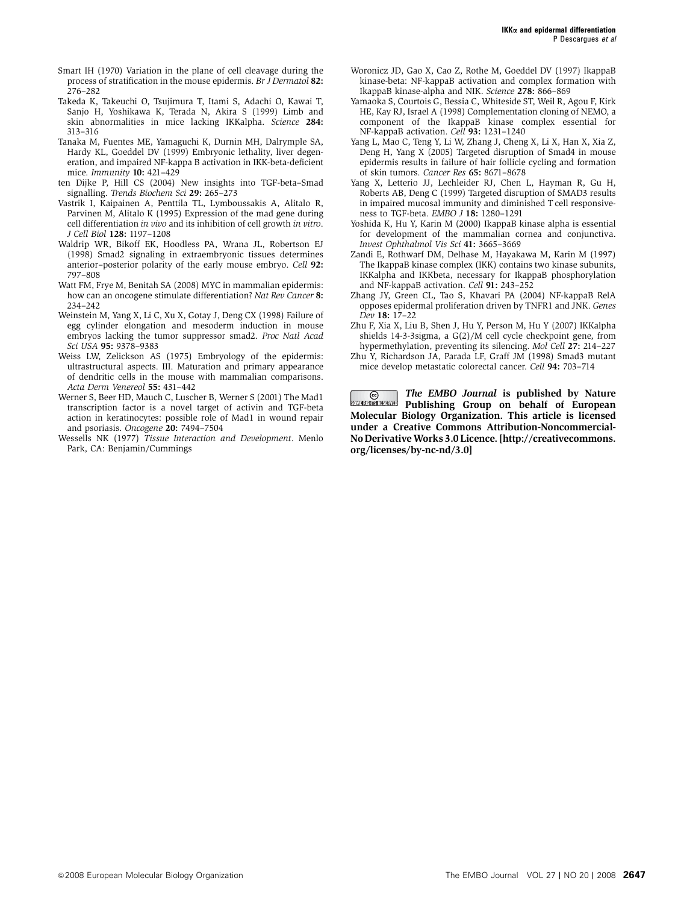Smart IH (1970) Variation in the plane of cell cleavage during the process of stratification in the mouse epidermis. *Br J Dermatol* **82:** 276–282

Takeda K, Takeuchi O, Tsujimura T, Itami S, Adachi O, Kawai T, Sanjo H, Yoshikawa K, Terada N, Akira S (1999) Limb and skin abnormalities in mice lacking IKKalpha. *Science* **284:** 313–316

Tanaka M, Fuentes ME, Yamaguchi K, Durnin MH, Dalrymple SA, Hardy KL, Goeddel DV (1999) Embryonic lethality, liver degeneration, and impaired NF-kappa B activation in IKK-beta-deficient mice. *Immunity* **10:** 421–429

ten Dijke P, Hill CS (2004) New insights into TGF-beta–Smad signalling. *Trends Biochem Sci* **29:** 265–273

Vastrik I, Kaipainen A, Penttila TL, Lymboussakis A, Alitalo R, Parvinen M, Alitalo K (1995) Expression of the mad gene during cell differentiation *in vivo* and its inhibition of cell growth *in vitro*. *J Cell Biol* **128:** 1197–1208

Waldrip WR, Bikoff EK, Hoodless PA, Wrana JL, Robertson EJ (1998) Smad2 signaling in extraembryonic tissues determines anterior–posterior polarity of the early mouse embryo. *Cell* **92:** 797–808

Watt FM, Frye M, Benitah SA (2008) MYC in mammalian epidermis: how can an oncogene stimulate differentiation? *Nat Rev Cancer* **8:** 234–242

Weinstein M, Yang X, Li C, Xu X, Gotay J, Deng CX (1998) Failure of egg cylinder elongation and mesoderm induction in mouse embryos lacking the tumor suppressor smad2. *Proc Natl Acad Sci USA* **95:** 9378–9383

Weiss LW, Zelickson AS (1975) Embryology of the epidermis: ultrastructural aspects. III. Maturation and primary appearance of dendritic cells in the mouse with mammalian comparisons. *Acta Derm Venereol* **55:** 431–442

Werner S, Beer HD, Mauch C, Luscher B, Werner S (2001) The Mad1 transcription factor is a novel target of activin and TGF-beta action in keratinocytes: possible role of Mad1 in wound repair and psoriasis. *Oncogene* **20:** 7494–7504

Wessells NK (1977) *Tissue Interaction and Development*. Menlo Park, CA: Benjamin/Cummings

Woronicz JD, Gao X, Cao Z, Rothe M, Goeddel DV (1997) IkappaB kinase-beta: NF-kappaB activation and complex formation with IkappaB kinase-alpha and NIK. *Science* **278:** 866–869

Yamaoka S, Courtois G, Bessia C, Whiteside ST, Weil R, Agou F, Kirk HE, Kay RJ, Israel A (1998) Complementation cloning of NEMO, a component of the IkappaB kinase complex essential for NF-kappaB activation. *Cell* **93:** 1231–1240

Yang L, Mao C, Teng Y, Li W, Zhang J, Cheng X, Li X, Han X, Xia Z, Deng H, Yang X (2005) Targeted disruption of Smad4 in mouse epidermis results in failure of hair follicle cycling and formation of skin tumors. *Cancer Res* **65:** 8671–8678

Yang X, Letterio JJ, Lechleider RJ, Chen L, Hayman R, Gu H, Roberts AB, Deng C (1999) Targeted disruption of SMAD3 results in impaired mucosal immunity and diminished T cell responsiveness to TGF-beta. *EMBO J* **18:** 1280–1291

Yoshida K, Hu Y, Karin M (2000) IkappaB kinase alpha is essential for development of the mammalian cornea and conjunctiva. *Invest Ophthalmol Vis Sci* **41:** 3665–3669

Zandi E, Rothwarf DM, Delhase M, Hayakawa M, Karin M (1997) The IkappaB kinase complex (IKK) contains two kinase subunits, IKKalpha and IKKbeta, necessary for IkappaB phosphorylation and NF-kappaB activation. *Cell* **91:** 243–252

Zhang JY, Green CL, Tao S, Khavari PA (2004) NF-kappaB RelA opposes epidermal proliferation driven by TNFR1 and JNK. *Genes Dev* **18:** 17–22

Zhu F, Xia X, Liu B, Shen J, Hu Y, Person M, Hu Y (2007) IKKalpha shields 14-3-3sigma, a G(2)/M cell cycle checkpoint gene, from hypermethylation, preventing its silencing. *Mol Cell* **27:** 214–227

Zhu Y, Richardson JA, Parada LF, Graff JM (1998) Smad3 mutant mice develop metastatic colorectal cancer. *Cell* **94:** 703–714

***The EMBO Journal* is published by Nature Publishing Group on behalf of European Molecular Biology Organization. This article is licensed under a Creative Commons Attribution-Noncommercial-No Derivative Works 3.0 Licence. [http://creativecommons.org/licenses/by-nc-nd/3.0]**